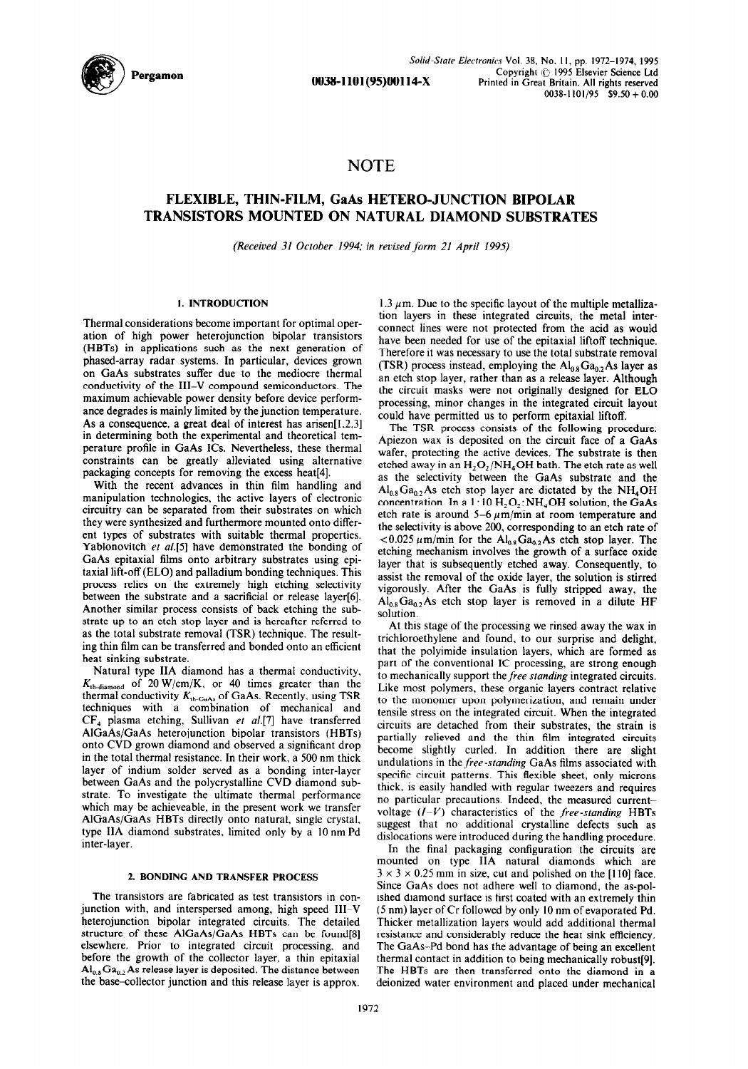# NOTE

## FLEXIBLE, THIN-FILM, GaAs HETERO-JUNCTION BIPOLAR TRANSISTORS MOUNTED ON NATURAL DIAMOND SUBSTRATES

*(Received 31 October 1994; in revised form 21 April 1995)*

### 1. INTRODUCTION

Thermal considerations become important for optimal operation of high power heterojunction bipolar transistors (HBTs) in applications such as the next generation of phased-array radar systems. In particular, devices grown on GaAs substrates suffer due to the mediocre thermal conductivity of the III–V compound semiconductors. The maximum achievable power density before device performance degrades is mainly limited by the junction temperature. As a consequence, a great deal of interest has arisen[1,2,3] in determining both the experimental and theoretical temperature profile in GaAs ICs. Nevertheless, these thermal constraints can be greatly alleviated using alternative packaging concepts for removing the excess heat[4].

With the recent advances in thin film handling and manipulation technologies, the active layers of electronic circuitry can be separated from their substrates on which they were synthesized and furthermore mounted onto different types of substrates with suitable thermal properties. Yablonovitch *et al.*[5] have demonstrated the bonding of GaAs epitaxial films onto arbitrary substrates using epitaxial lift-off (ELO) and palladium bonding techniques. This process relies on the extremely high etching selectivity between the substrate and a sacrificial or release layer[6]. Another similar process consists of back etching the substrate up to an etch stop layer and is hereafter referred to as the total substrate removal (TSR) technique. The resulting thin film can be transferred and bonded onto an efficient heat sinking substrate.

Natural type IIA diamond has a thermal conductivity, $K_{th\text{-diamond}}$ of 20 W/cm/K, or 40 times greater than the thermal conductivity $K_{th\text{-GaAs}}$ of GaAs. Recently, using TSR techniques with a combination of mechanical and $CF_4$ plasma etching, Sullivan *et al.*[7] have transferred AlGaAs/GaAs heterojunction bipolar transistors (HBTs) onto CVD grown diamond and observed a significant drop in the total thermal resistance. In their work, a 500 nm thick layer of indium solder served as a bonding inter-layer between GaAs and the polycrystalline CVD diamond substrate. To investigate the ultimate thermal performance which may be achieveable, in the present work we transfer AlGaAs/GaAs HBTs directly onto natural, single crystal, type IIA diamond substrates, limited only by a 10 nm Pd inter-layer.

### 2. BONDING AND TRANSFER PROCESS

The transistors are fabricated as test transistors in conjunction with, and interspersed among, high speed III–V heterojunction bipolar integrated circuits. The detailed structure of these AlGaAs/GaAs HBTs can be found[8] elsewhere. Prior to integrated circuit processing, and before the growth of the collector layer, a thin epitaxial $Al_{0.8}Ga_{0.2}As$ release layer is deposited. The distance between the base–collector junction and this release layer is approx. 1.3 $\mu$m. Due to the specific layout of the multiple metallization layers in these integrated circuits, the metal interconnect lines were not protected from the acid as would have been needed for use of the epitaxial liftoff technique. Therefore it was necessary to use the total substrate removal (TSR) process instead, employing the $Al_{0.8}Ga_{0.2}As$ layer as an etch stop layer, rather than as a release layer. Although the circuit masks were not originally designed for ELO processing, minor changes in the integrated circuit layout could have permitted us to perform epitaxial liftoff.

The TSR process consists of the following procedure: Apiezon wax is deposited on the circuit face of a GaAs wafer, protecting the active devices. The substrate is then etched away in an $H_2O_2/NH_4OH$ bath. The etch rate as well as the selectivity between the GaAs substrate and the $Al_{0.8}Ga_{0.2}As$ etch stop layer are dictated by the $NH_4OH$ concentration. In a 1:10 $H_2O_2$:$NH_4OH$ solution, the GaAs etch rate is around 5–6 $\mu$m/min at room temperature and the selectivity is above 200, corresponding to an etch rate of $<0.025$ $\mu$m/min for the $Al_{0.8}Ga_{0.2}As$ etch stop layer. The etching mechanism involves the growth of a surface oxide layer that is subsequently etched away. Consequently, to assist the removal of the oxide layer, the solution is stirred vigorously. After the GaAs is fully stripped away, the $Al_{0.8}Ga_{0.2}As$ etch stop layer is removed in a dilute HF solution.

At this stage of the processing we rinsed away the wax in trichloroethylene and found, to our surprise and delight, that the polyimide insulation layers, which are formed as part of the conventional IC processing, are strong enough to mechanically support the *free standing* integrated circuits. Like most polymers, these organic layers contract relative to the monomer upon polymerization, and remain under tensile stress on the integrated circuit. When the integrated circuits are detached from their substrates, the strain is partially relieved and the thin film integrated circuits become slightly curled. In addition there are slight undulations in the *free-standing* GaAs films associated with specific circuit patterns. This flexible sheet, only microns thick, is easily handled with regular tweezers and requires no particular precautions. Indeed, the measured current–voltage ($I$–$V$) characteristics of the *free-standing* HBTs suggest that no additional crystalline defects such as dislocations were introduced during the handling procedure.

In the final packaging configuration the circuits are mounted on type IIA natural diamonds which are $3 \times 3 \times 0.25$ mm in size, cut and polished on the [110] face. Since GaAs does not adhere well to diamond, the as-polished diamond surface is first coated with an extremely thin (5 nm) layer of Cr followed by only 10 nm of evaporated Pd. Thicker metallization layers would add additional thermal resistance and considerably reduce the heat sink efficiency. The GaAs–Pd bond has the advantage of being an excellent thermal contact in addition to being mechanically robust[9]. The HBTs are then transferred onto the diamond in a deionized water environment and placed under mechanical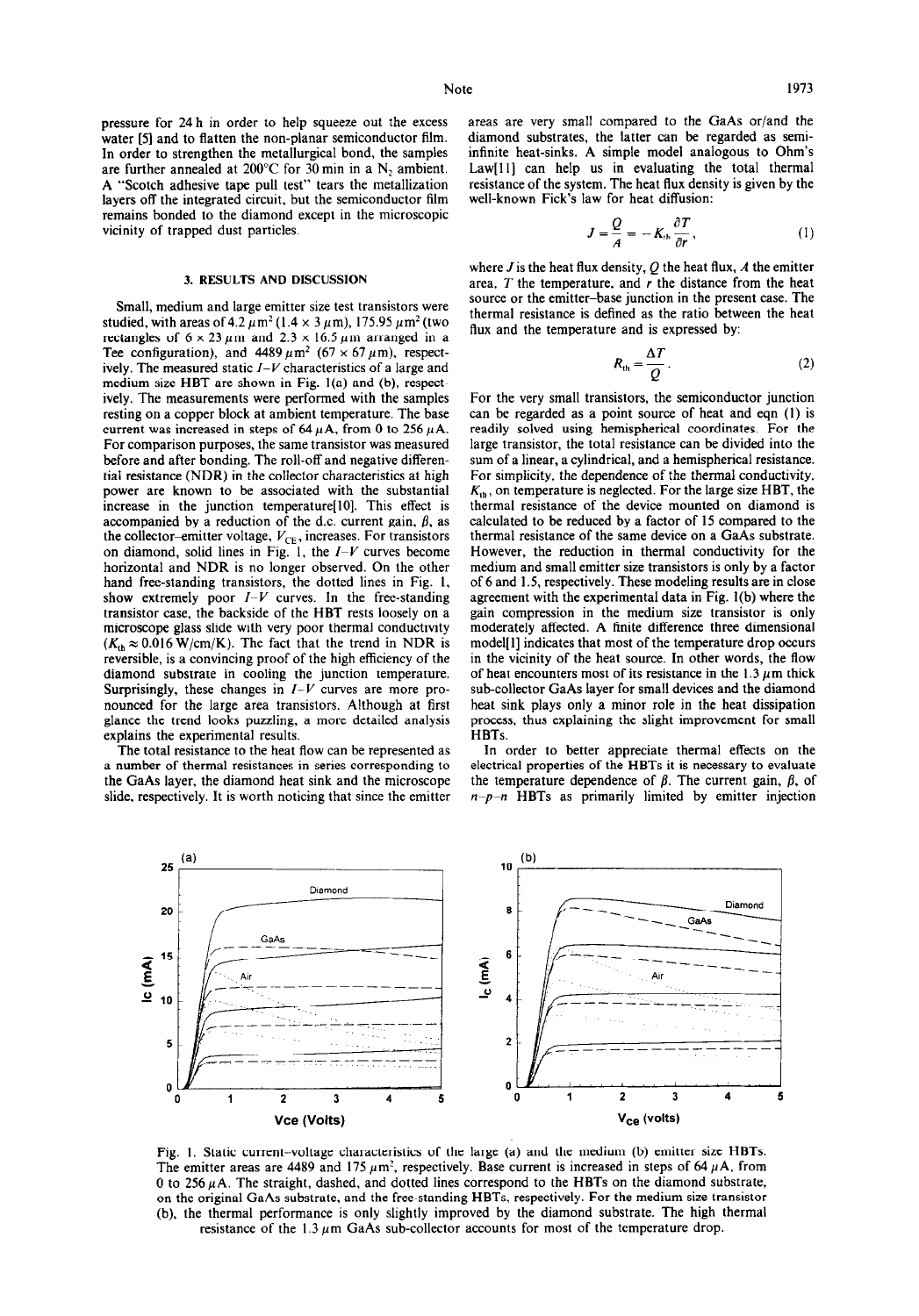pressure for 24 h in order to help squeeze out the excess water [5] and to flatten the non-planar semiconductor film. In order to strengthen the metallurgical bond, the samples are further annealed at 200°C for 30 min in a $N_2$ ambient. A "Scotch adhesive tape pull test" tears the metallization layers off the integrated circuit, but the semiconductor film remains bonded to the diamond except in the microscopic vicinity of trapped dust particles.

## 3. RESULTS AND DISCUSSION

Small, medium and large emitter size test transistors were studied, with areas of 4.2 $\mu m^2$ (1.4 × 3 $\mu$m), 175.95 $\mu m^2$ (two rectangles of 6 × 23 $\mu$m and 2.3 × 16.5 $\mu$m arranged in a Tee configuration), and 4489 $\mu m^2$ (67 × 67 $\mu$m), respectively. The measured static $I$–$V$ characteristics of a large and medium size HBT are shown in Fig. 1(a) and (b), respectively. The measurements were performed with the samples resting on a copper block at ambient temperature. The base current was increased in steps of 64 $\mu$A, from 0 to 256 $\mu$A. For comparison purposes, the same transistor was measured before and after bonding. The roll-off and negative differential resistance (NDR) in the collector characteristics at high power are known to be associated with the substantial increase in the junction temperature[10]. This effect is accompanied by a reduction of the d.c. current gain, $\beta$, as the collector–emitter voltage, $V_{CE}$, increases. For transistors on diamond, solid lines in Fig. 1, the $I$–$V$ curves become horizontal and NDR is no longer observed. On the other hand free-standing transistors, the dotted lines in Fig. 1, show extremely poor $I$–$V$ curves. In the free-standing transistor case, the backside of the HBT rests loosely on a microscope glass slide with very poor thermal conductivity ($K_{th} \approx 0.016$ W/cm/K). The fact that the trend in NDR is reversible, is a convincing proof of the high efficiency of the diamond substrate in cooling the junction temperature. Surprisingly, these changes in $I$–$V$ curves are more pronounced for the large area transistors. Although at first glance the trend looks puzzling, a more detailed analysis explains the experimental results.

The total resistance to the heat flow can be represented as a number of thermal resistances in series corresponding to the GaAs layer, the diamond heat sink and the microscope slide, respectively. It is worth noticing that since the emitter areas are very small compared to the GaAs or/and the diamond substrates, the latter can be regarded as semi-infinite heat-sinks. A simple model analogous to Ohm's Law[11] can help us in evaluating the total thermal resistance of the system. The heat flux density is given by the well-known Fick's law for heat diffusion:

$$J = \frac{Q}{A} = -K_{th}\frac{\partial T}{\partial r}, \tag{1}$$

where $J$ is the heat flux density, $Q$ the heat flux, $A$ the emitter area, $T$ the temperature, and $r$ the distance from the heat source or the emitter–base junction in the present case. The thermal resistance is defined as the ratio between the heat flux and the temperature and is expressed by:

$$R_{th} = \frac{\Delta T}{Q}. \tag{2}$$

For the very small transistors, the semiconductor junction can be regarded as a point source of heat and eqn (1) is readily solved using hemispherical coordinates. For the large transistor, the total resistance can be divided into the sum of a linear, a cylindrical, and a hemispherical resistance. For simplicity, the dependence of the thermal conductivity, $K_{th}$, on temperature is neglected. For the large size HBT, the thermal resistance of the device mounted on diamond is calculated to be reduced by a factor of 15 compared to the thermal resistance of the same device on a GaAs substrate. However, the reduction in thermal conductivity for the medium and small emitter size transistors is only by a factor of 6 and 1.5, respectively. These modeling results are in close agreement with the experimental data in Fig. 1(b) where the gain compression in the medium size transistor is only moderately affected. A finite difference three dimensional model[1] indicates that most of the temperature drop occurs in the vicinity of the heat source. In other words, the flow of heat encounters most of its resistance in the 1.3 $\mu$m thick sub-collector GaAs layer for small devices and the diamond heat sink plays only a minor role in the heat dissipation process, thus explaining the slight improvement for small HBTs.

In order to better appreciate thermal effects on the electrical properties of the HBTs it is necessary to evaluate the temperature dependence of $\beta$. The current gain, $\beta$, of $n$–$p$–$n$ HBTs as primarily limited by emitter injection

Fig. 1. Static current–voltage characteristics of the large (a) and the medium (b) emitter size HBTs. The emitter areas are 4489 and 175 $\mu m^2$, respectively. Base current is increased in steps of 64 $\mu$A, from 0 to 256 $\mu$A. The straight, dashed, and dotted lines correspond to the HBTs on the diamond substrate, on the original GaAs substrate, and the free-standing HBTs, respectively. For the medium size transistor (b), the thermal performance is only slightly improved by the diamond substrate. The high thermal resistance of the 1.3 $\mu$m GaAs sub-collector accounts for most of the temperature drop.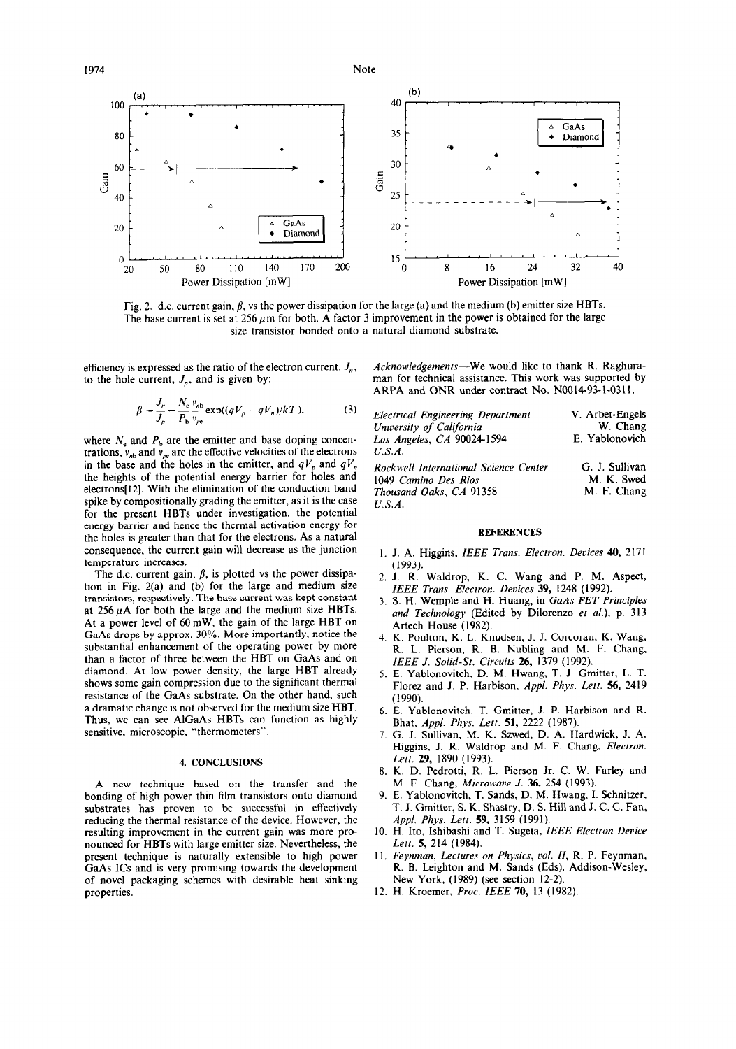(a)

100

80

60

40

20

0

Gain

20 50 80 110 140 170 200

Power Dissipation [mW]

GaAs

Diamond

(b)

40

35

30

25

20

15

Gain

0 8 16 24 32 40

Power Dissipation [mW]

GaAs

Diamond

Fig. 2. d.c. current gain, $\beta$, vs the power dissipation for the large (a) and the medium (b) emitter size HBTs. The base current is set at 256 $\mu$m for both. A factor 3 improvement in the power is obtained for the large size transistor bonded onto a natural diamond substrate.

efficiency is expressed as the ratio of the electron current, $J_n$, to the hole current, $J_p$, and is given by:

$$\beta = \frac{J_n}{J_p} = \frac{N_e\, v_{nb}}{P_b\, v_{pe}} \exp((qV_p - qV_n)/kT), \tag{3}$$

where $N_e$ and $P_b$ are the emitter and base doping concentrations, $v_{nb}$ and $v_{pe}$ are the effective velocities of the electrons in the base and the holes in the emitter, and $qV_p$ and $qV_n$ the heights of the potential energy barrier for holes and electrons[12]. With the elimination of the conduction band spike by compositionally grading the emitter, as it is the case for the present HBTs under investigation, the potential energy barrier and hence the thermal activation energy for the holes is greater than that for the electrons. As a natural consequence, the current gain will decrease as the junction temperature increases.

The d.c. current gain, $\beta$, is plotted vs the power dissipation in Fig. 2(a) and (b) for the large and medium size transistors, respectively. The base current was kept constant at 256 $\mu$A for both the large and the medium size HBTs. At a power level of 60 mW, the gain of the large HBT on GaAs drops by approx. 30%. More importantly, notice the substantial enhancement of the operating power by more than a factor of three between the HBT on GaAs and on diamond. At low power density, the large HBT already shows some gain compression due to the significant thermal resistance of the GaAs substrate. On the other hand, such a dramatic change is not observed for the medium size HBT. Thus, we can see AlGaAs HBTs can function as highly sensitive, microscopic, "thermometers".

## 4. CONCLUSIONS

A new technique based on the transfer and the bonding of high power thin film transistors onto diamond substrates has proven to be successful in effectively reducing the thermal resistance of the device. However, the resulting improvement in the current gain was more pronounced for HBTs with large emitter size. Nevertheless, the present technique is naturally extensible to high power GaAs ICs and is very promising towards the development of novel packaging schemes with desirable heat sinking properties.

*Acknowledgements*—We would like to thank R. Raghuraman for technical assistance. This work was supported by ARPA and ONR under contract No. N0014-93-1-0311.

*Electrical Engineering Department*
*University of California*
*Los Angeles, CA 90024-1594*
*U.S.A.*

V. Arbet-Engels
W. Chang
E. Yablonovich

*Rockwell International Science Center*
*1049 Camino Des Rios*
*Thousand Oaks, CA 91358*
*U.S.A.*

G. J. Sullivan
M. K. Swed
M. F. Chang

## REFERENCES

1. J. A. Higgins, *IEEE Trans. Electron. Devices* **40**, 2171 (1993).
2. J. R. Waldrop, K. C. Wang and P. M. Aspect, *IEEE Trans. Electron. Devices* **39**, 1248 (1992).
3. S. H. Wemple and H. Huang, in *GaAs FET Principles and Technology* (Edited by Dilorenzo *et al.*), p. 313 Artech House (1982).
4. K. Poulton, K. L. Knudsen, J. J. Corcoran, K. Wang, R. L. Pierson, R. B. Nubling and M. F. Chang, *IEEE J. Solid-St. Circuits* **26**, 1379 (1992).
5. E. Yablonovitch, D. M. Hwang, T. J. Gmitter, L. T. Florez and J. P. Harbison, *Appl. Phys. Lett.* **56**, 2419 (1990).
6. E. Yablonovitch, T. Gmitter, J. P. Harbison and R. Bhat, *Appl. Phys. Lett.* **51**, 2222 (1987).
7. G. J. Sullivan, M. K. Szwed, D. A. Hardwick, J. A. Higgins, J. R. Waldrop and M. F. Chang, *Electron. Lett.* **29**, 1890 (1993).
8. K. D. Pedrotti, R. L. Pierson Jr, C. W. Farley and M. F. Chang, *Microwave J.* **36**, 254 (1993).
9. E. Yablonovitch, T. Sands, D. M. Hwang, I. Schnitzer, T. J. Gmitter, S. K. Shastry, D. S. Hill and J. C. C. Fan, *Appl. Phys. Lett.* **59**, 3159 (1991).
10. H. Ito, Ishibashi and T. Sugeta, *IEEE Electron Device Lett.* **5**, 214 (1984).
11. *Feynman, Lectures on Physics, vol. II*, R. P. Feynman, R. B. Leighton and M. Sands (Eds). Addison-Wesley, New York, (1989) (see section 12-2).
12. H. Kroemer, *Proc. IEEE* **70**, 13 (1982).